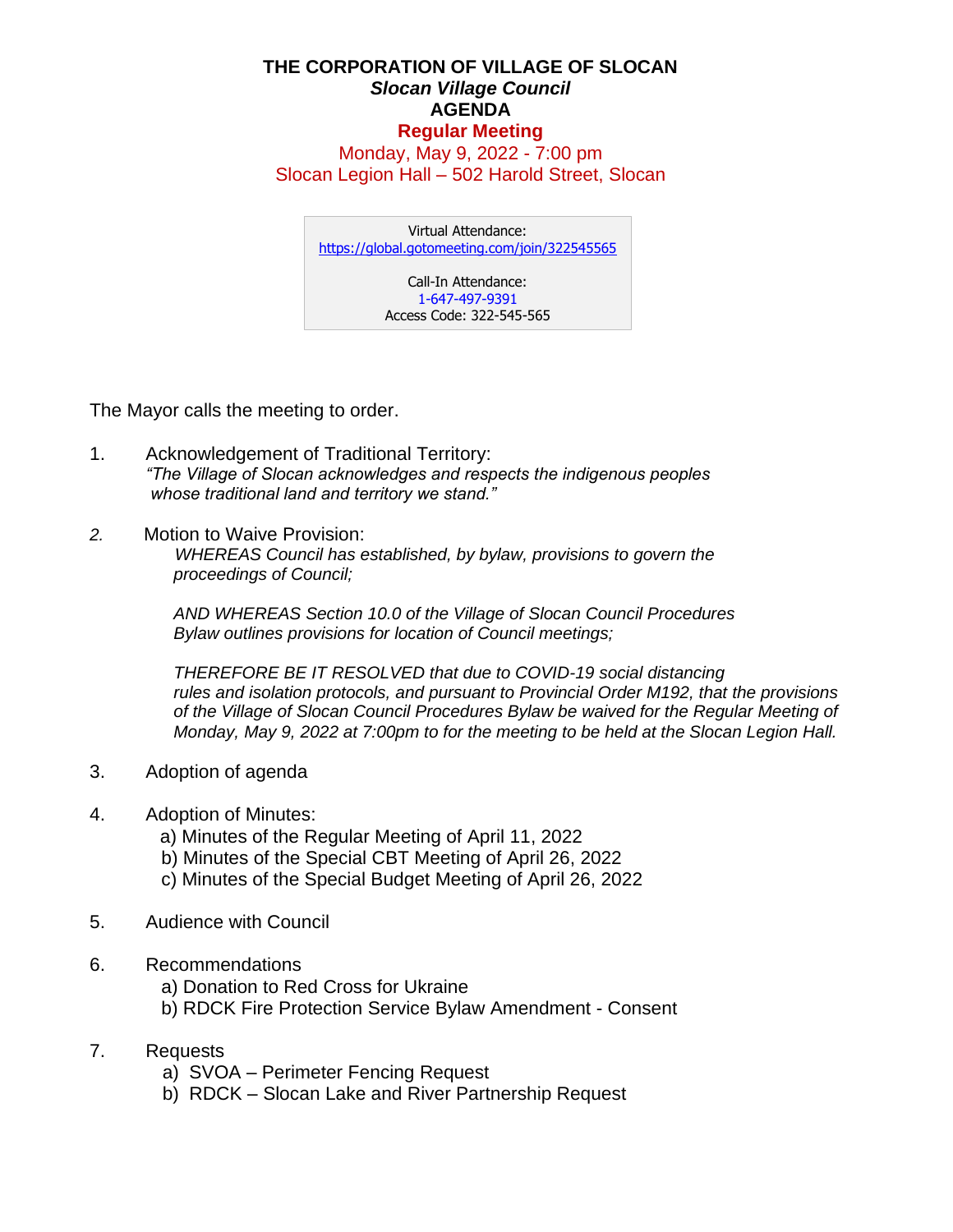# THE CORPORATION OF VILLAGE OF SLOCAN

## *Slocan Village Council*

## AGENDA

## Regular Meeting

Monday, May 9, 2022 - 7:00 pm

Slocan Legion Hall – 502 Harold Street, Slocan

> Virtual Attendance:
> https://global.gotomeeting.com/join/322545565
>
> Call-In Attendance:
> 1-647-497-9391
> Access Code: 322-545-565

The Mayor calls the meeting to order.

1. Acknowledgement of Traditional Territory:
   *"The Village of Slocan acknowledges and respects the indigenous peoples whose traditional land and territory we stand."*

2. Motion to Waive Provision:
   *WHEREAS Council has established, by bylaw, provisions to govern the proceedings of Council;*

   *AND WHEREAS Section 10.0 of the Village of Slocan Council Procedures Bylaw outlines provisions for location of Council meetings;*

   *THEREFORE BE IT RESOLVED that due to COVID-19 social distancing rules and isolation protocols, and pursuant to Provincial Order M192, that the provisions of the Village of Slocan Council Procedures Bylaw be waived for the Regular Meeting of Monday, May 9, 2022 at 7:00pm to for the meeting to be held at the Slocan Legion Hall.*

3. Adoption of agenda

4. Adoption of Minutes:
   a) Minutes of the Regular Meeting of April 11, 2022
   b) Minutes of the Special CBT Meeting of April 26, 2022
   c) Minutes of the Special Budget Meeting of April 26, 2022

5. Audience with Council

6. Recommendations
   a) Donation to Red Cross for Ukraine
   b) RDCK Fire Protection Service Bylaw Amendment - Consent

7. Requests
   a) SVOA – Perimeter Fencing Request
   b) RDCK – Slocan Lake and River Partnership Request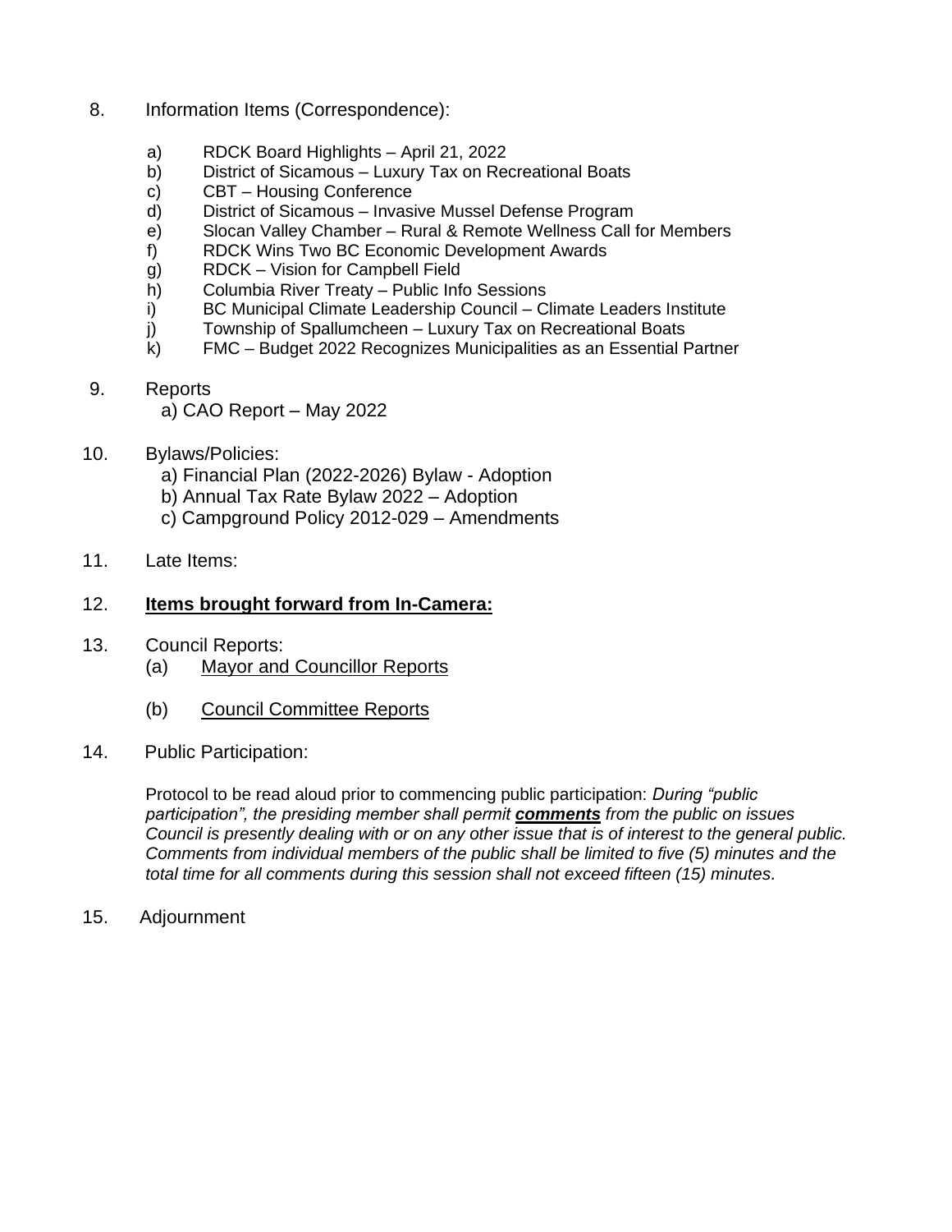8. Information Items (Correspondence):

   a) RDCK Board Highlights – April 21, 2022
   b) District of Sicamous – Luxury Tax on Recreational Boats
   c) CBT – Housing Conference
   d) District of Sicamous – Invasive Mussel Defense Program
   e) Slocan Valley Chamber – Rural & Remote Wellness Call for Members
   f) RDCK Wins Two BC Economic Development Awards
   g) RDCK – Vision for Campbell Field
   h) Columbia River Treaty – Public Info Sessions
   i) BC Municipal Climate Leadership Council – Climate Leaders Institute
   j) Township of Spallumcheen – Luxury Tax on Recreational Boats
   k) FMC – Budget 2022 Recognizes Municipalities as an Essential Partner

9. Reports

   a) CAO Report – May 2022

10. Bylaws/Policies:

    a) Financial Plan (2022-2026) Bylaw - Adoption
    b) Annual Tax Rate Bylaw 2022 – Adoption
    c) Campground Policy 2012-029 – Amendments

11. Late Items:

12. **<u>Items brought forward from In-Camera:</u>**

13. Council Reports:

    (a) <u>Mayor and Councillor Reports</u>

    (b) <u>Council Committee Reports</u>

14. Public Participation:

    Protocol to be read aloud prior to commencing public participation: *During "public participation", the presiding member shall permit **<u>comments</u>** from the public on issues Council is presently dealing with or on any other issue that is of interest to the general public. Comments from individual members of the public shall be limited to five (5) minutes and the total time for all comments during this session shall not exceed fifteen (15) minutes.*

15. Adjournment